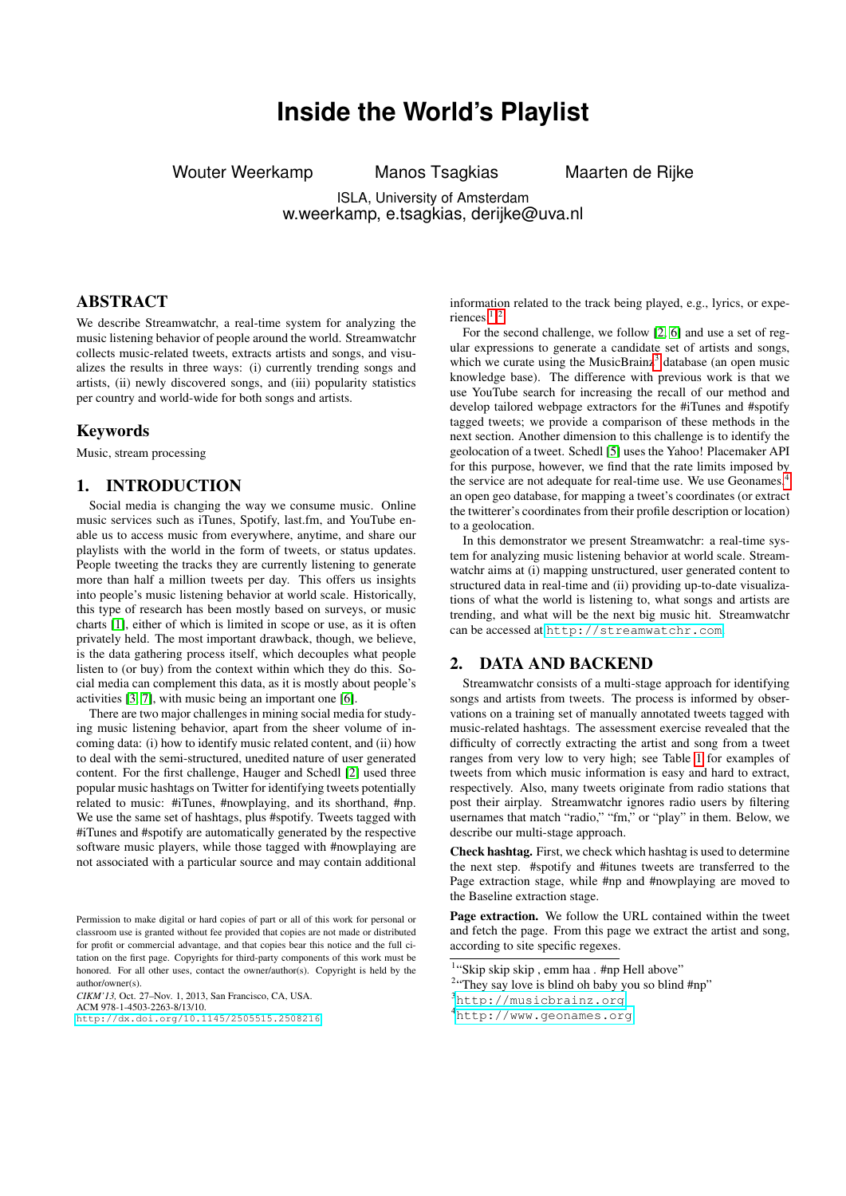# Inside the World's Playlist

Wouter Weerkamp  Manos Tsagkias  Maarten de Rijke

ISLA, University of Amsterdam
w.weerkamp, e.tsagkias, derijke@uva.nl

## ABSTRACT

We describe Streamwatchr, a real-time system for analyzing the music listening behavior of people around the world. Streamwatchr collects music-related tweets, extracts artists and songs, and visualizes the results in three ways: (i) currently trending songs and artists, (ii) newly discovered songs, and (iii) popularity statistics per country and world-wide for both songs and artists.

## Keywords

Music, stream processing

## 1. INTRODUCTION

Social media is changing the way we consume music. Online music services such as iTunes, Spotify, last.fm, and YouTube enable us to access music from everywhere, anytime, and share our playlists with the world in the form of tweets, or status updates. People tweeting the tracks they are currently listening to generate more than half a million tweets per day. This offers us insights into people's music listening behavior at world scale. Historically, this type of research has been mostly based on surveys, or music charts [1], either of which is limited in scope or use, as it is often privately held. The most important drawback, though, we believe, is the data gathering process itself, which decouples what people listen to (or buy) from the context within which they do this. Social media can complement this data, as it is mostly about people's activities [3, 7], with music being an important one [6].

There are two major challenges in mining social media for studying music listening behavior, apart from the sheer volume of incoming data: (i) how to identify music related content, and (ii) how to deal with the semi-structured, unedited nature of user generated content. For the first challenge, Hauger and Schedl [2] used three popular music hashtags on Twitter for identifying tweets potentially related to music: #iTunes, #nowplaying, and its shorthand, #np. We use the same set of hashtags, plus #spotify. Tweets tagged with #iTunes and #spotify are automatically generated by the respective software music players, while those tagged with #nowplaying are not associated with a particular source and may contain additional information related to the track being played, e.g., lyrics, or experiences.[1,2]

For the second challenge, we follow [2, 6] and use a set of regular expressions to generate a candidate set of artists and songs, which we curate using the MusicBrainz[3] database (an open music knowledge base). The difference with previous work is that we use YouTube search for increasing the recall of our method and develop tailored webpage extractors for the #iTunes and #spotify tagged tweets; we provide a comparison of these methods in the next section. Another dimension to this challenge is to identify the geolocation of a tweet. Schedl [5] uses the Yahoo! Placemaker API for this purpose, however, we find that the rate limits imposed by the service are not adequate for real-time use. We use Geonames,[4] an open geo database, for mapping a tweet's coordinates (or extract the twitterer's coordinates from their profile description or location) to a geolocation.

In this demonstrator we present Streamwatchr: a real-time system for analyzing music listening behavior at world scale. Streamwatchr aims at (i) mapping unstructured, user generated content to structured data in real-time and (ii) providing up-to-date visualizations of what the world is listening to, what songs and artists are trending, and what will be the next big music hit. Streamwatchr can be accessed at http://streamwatchr.com.

## 2. DATA AND BACKEND

Streamwatchr consists of a multi-stage approach for identifying songs and artists from tweets. The process is informed by observations on a training set of manually annotated tweets tagged with music-related hashtags. The assessment exercise revealed that the difficulty of correctly extracting the artist and song from a tweet ranges from very low to very high; see Table 1 for examples of tweets from which music information is easy and hard to extract, respectively. Also, many tweets originate from radio stations that post their airplay. Streamwatchr ignores radio users by filtering usernames that match "radio," "fm," or "play" in them. Below, we describe our multi-stage approach.

**Check hashtag.** First, we check which hashtag is used to determine the next step. #spotify and #itunes tweets are transferred to the Page extraction stage, while #np and #nowplaying are moved to the Baseline extraction stage.

**Page extraction.** We follow the URL contained within the tweet and fetch the page. From this page we extract the artist and song, according to site specific regexes.

---

[1] "Skip skip skip , emm haa . #np Hell above"
[2] "They say love is blind oh baby you so blind #np"
[3] http://musicbrainz.org
[4] http://www.geonames.org

---

Permission to make digital or hard copies of part or all of this work for personal or classroom use is granted without fee provided that copies are not made or distributed for profit or commercial advantage, and that copies bear this notice and the full citation on the first page. Copyrights for third-party components of this work must be honored. For all other uses, contact the owner/author(s). Copyright is held by the author/owner(s).
*CIKM'13,* Oct. 27–Nov. 1, 2013, San Francisco, CA, USA.
ACM 978-1-4503-2263-8/13/10.
http://dx.doi.org/10.1145/2505515.2508216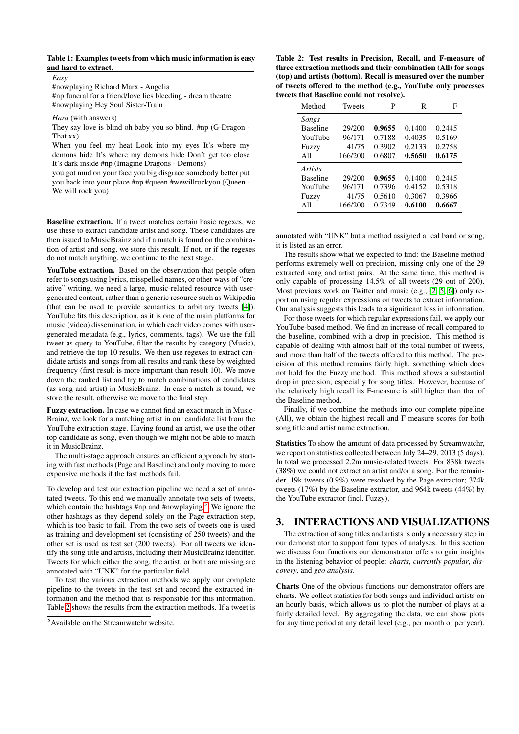**Table 1: Examples tweets from which music information is easy and hard to extract.**

| |
|---|
| *Easy* |
| #nowplaying Richard Marx - Angelia |
| #np funeral for a friend/love lies bleeding - dream theatre |
| #nowplaying Hey Soul Sister-Train |
| *Hard* (with answers) |
| They say love is blind oh baby you so blind. #np (G-Dragon - That xx) |
| When you feel my heat Look into my eyes It's where my demons hide It's where my demons hide Don't get too close It's dark inside #np (Imagine Dragons - Demons) |
| you got mud on your face you big disgrace somebody better put you back into your place #np #queen #wewillrockyou (Queen - We will rock you) |

**Baseline extraction.** If a tweet matches certain basic regexes, we use these to extract candidate artist and song. These candidates are then issued to MusicBrainz and if a match is found on the combination of artist and song, we store this result. If not, or if the regexes do not match anything, we continue to the next stage.

**YouTube extraction.** Based on the observation that people often refer to songs using lyrics, misspelled names, or other ways of "creative" writing, we need a large, music-related resource with user-generated content, rather than a generic resource such as Wikipedia (that can be used to provide semantics to arbitrary tweets [4]). YouTube fits this description, as it is one of the main platforms for music (video) dissemination, in which each video comes with user-generated metadata (e.g., lyrics, comments, tags). We use the full tweet as query to YouTube, filter the results by category (Music), and retrieve the top 10 results. We then use regexes to extract candidate artists and songs from all results and rank these by weighted frequency (first result is more important than result 10). We move down the ranked list and try to match combinations of candidates (as song and artist) in MusicBrainz. In case a match is found, we store the result, otherwise we move to the final step.

**Fuzzy extraction.** In case we cannot find an exact match in MusicBrainz, we look for a matching artist in our candidate list from the YouTube extraction stage. Having found an artist, we use the other top candidate as song, even though we might not be able to match it in MusicBrainz.

The multi-stage approach ensures an efficient approach by starting with fast methods (Page and Baseline) and only moving to more expensive methods if the fast methods fail.

To develop and test our extraction pipeline we need a set of annotated tweets. To this end we manually annotate two sets of tweets, which contain the hashtags #np and #nowplaying.[5] We ignore the other hashtags as they depend solely on the Page extraction step, which is too basic to fail. From the two sets of tweets one is used as training and development set (consisting of 250 tweets) and the other set is used as test set (200 tweets). For all tweets we identify the song title and artists, including their MusicBrainz identifier. Tweets for which either the song, the artist, or both are missing are annotated with "UNK" for the particular field.

To test the various extraction methods we apply our complete pipeline to the tweets in the test set and record the extracted information and the method that is responsible for this information. Table 2 shows the results from the extraction methods. If a tweet is annotated with "UNK" but a method assigned a real band or song, it is listed as an error.

**Table 2: Test results in Precision, Recall, and F-measure of three extraction methods and their combination (All) for songs (top) and artists (bottom). Recall is measured over the number of tweets offered to the method (e.g., YouTube only processes tweets that Baseline could not resolve).**

| Method | Tweets | P | R | F |
|---|---|---|---|---|
| *Songs* | | | | |
| Baseline | 29/200 | **0.9655** | 0.1400 | 0.2445 |
| YouTube | 96/171 | 0.7188 | 0.4035 | 0.5169 |
| Fuzzy | 41/75 | 0.3902 | 0.2133 | 0.2758 |
| All | 166/200 | 0.6807 | **0.5650** | **0.6175** |
| *Artists* | | | | |
| Baseline | 29/200 | **0.9655** | 0.1400 | 0.2445 |
| YouTube | 96/171 | 0.7396 | 0.4152 | 0.5318 |
| Fuzzy | 41/75 | 0.5610 | 0.3067 | 0.3966 |
| All | 166/200 | 0.7349 | **0.6100** | **0.6667** |

The results show what we expected to find: the Baseline method performs extremely well on precision, missing only one of the 29 extracted song and artist pairs. At the same time, this method is only capable of processing 14.5% of all tweets (29 out of 200). Most previous work on Twitter and music (e.g., [2, 5, 6]) only report on using regular expressions on tweets to extract information. Our analysis suggests this leads to a significant loss in information.

For those tweets for which regular expressions fail, we apply our YouTube-based method. We find an increase of recall compared to the baseline, combined with a drop in precision. This method is capable of dealing with almost half of the total number of tweets, and more than half of the tweets offered to this method. The precision of this method remains fairly high, something which does not hold for the Fuzzy method. This method shows a substantial drop in precision, especially for song titles. However, because of the relatively high recall its F-measure is still higher than that of the Baseline method.

Finally, if we combine the methods into our complete pipeline (All), we obtain the highest recall and F-measure scores for both song title and artist name extraction.

**Statistics** To show the amount of data processed by Streamwatchr, we report on statistics collected between July 24–29, 2013 (5 days). In total we processed 2.2m music-related tweets. For 838k tweets (38%) we could not extract an artist and/or a song. For the remainder, 19k tweets (0.9%) were resolved by the Page extractor; 374k tweets (17%) by the Baseline extractor, and 964k tweets (44%) by the YouTube extractor (incl. Fuzzy).

## 3. INTERACTIONS AND VISUALIZATIONS

The extraction of song titles and artists is only a necessary step in our demonstrator to support four types of analyses. In this section we discuss four functions our demonstrator offers to gain insights in the listening behavior of people: *charts*, *currently popular*, *discovery*, and *geo analysis*.

**Charts** One of the obvious functions our demonstrator offers are charts. We collect statistics for both songs and individual artists on an hourly basis, which allows us to plot the number of plays at a fairly detailed level. By aggregating the data, we can show plots for any time period at any detail level (e.g., per month or per year).

[5] Available on the Streamwatchr website.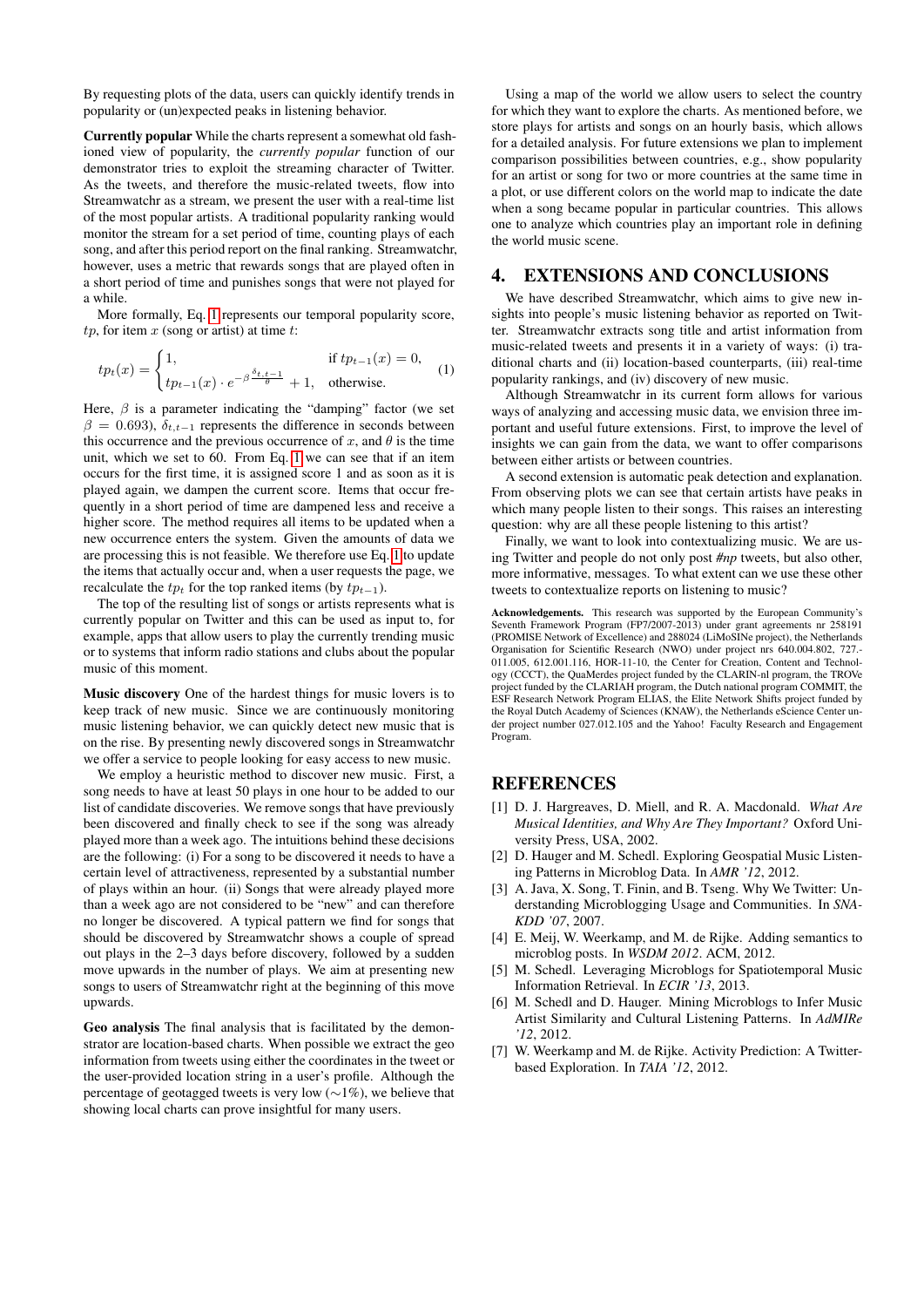By requesting plots of the data, users can quickly identify trends in popularity or (un)expected peaks in listening behavior.

**Currently popular** While the charts represent a somewhat old fashioned view of popularity, the *currently popular* function of our demonstrator tries to exploit the streaming character of Twitter. As the tweets, and therefore the music-related tweets, flow into Streamwatchr as a stream, we present the user with a real-time list of the most popular artists. A traditional popularity ranking would monitor the stream for a set period of time, counting plays of each song, and after this period report on the final ranking. Streamwatchr, however, uses a metric that rewards songs that are played often in a short period of time and punishes songs that were not played for a while.

More formally, Eq. 1 represents our temporal popularity score, $tp$, for item $x$ (song or artist) at time $t$:

$$tp_t(x) = \begin{cases} 1, & \text{if } tp_{t-1}(x) = 0, \\ tp_{t-1}(x) \cdot e^{-\beta \frac{\delta_{t,t-1}}{\theta}} + 1, & \text{otherwise.} \end{cases} \quad (1)$$

Here, $\beta$ is a parameter indicating the "damping" factor (we set $\beta = 0.693$), $\delta_{t,t-1}$ represents the difference in seconds between this occurrence and the previous occurrence of $x$, and $\theta$ is the time unit, which we set to 60. From Eq. 1 we can see that if an item occurs for the first time, it is assigned score 1 and as soon as it is played again, we dampen the current score. Items that occur frequently in a short period of time are dampened less and receive a higher score. The method requires all items to be updated when a new occurrence enters the system. Given the amounts of data we are processing this is not feasible. We therefore use Eq. 1 to update the items that actually occur and, when a user requests the page, we recalculate the $tp_t$ for the top ranked items (by $tp_{t-1}$).

The top of the resulting list of songs or artists represents what is currently popular on Twitter and this can be used as input to, for example, apps that allow users to play the currently trending music or to systems that inform radio stations and clubs about the popular music of this moment.

**Music discovery** One of the hardest things for music lovers is to keep track of new music. Since we are continuously monitoring music listening behavior, we can quickly detect new music that is on the rise. By presenting newly discovered songs in Streamwatchr we offer a service to people looking for easy access to new music.

We employ a heuristic method to discover new music. First, a song needs to have at least 50 plays in one hour to be added to our list of candidate discoveries. We remove songs that have previously been discovered and finally check to see if the song was already played more than a week ago. The intuitions behind these decisions are the following: (i) For a song to be discovered it needs to have a certain level of attractiveness, represented by a substantial number of plays within an hour. (ii) Songs that were already played more than a week ago are not considered to be "new" and can therefore no longer be discovered. A typical pattern we find for songs that should be discovered by Streamwatchr shows a couple of spread out plays in the 2–3 days before discovery, followed by a sudden move upwards in the number of plays. We aim at presenting new songs to users of Streamwatchr right at the beginning of this move upwards.

**Geo analysis** The final analysis that is facilitated by the demonstrator are location-based charts. When possible we extract the geo information from tweets using either the coordinates in the tweet or the user-provided location string in a user's profile. Although the percentage of geotagged tweets is very low ($\sim$1%), we believe that showing local charts can prove insightful for many users.

Using a map of the world we allow users to select the country for which they want to explore the charts. As mentioned before, we store plays for artists and songs on an hourly basis, which allows for a detailed analysis. For future extensions we plan to implement comparison possibilities between countries, e.g., show popularity for an artist or song for two or more countries at the same time in a plot, or use different colors on the world map to indicate the date when a song became popular in particular countries. This allows one to analyze which countries play an important role in defining the world music scene.

## 4. EXTENSIONS AND CONCLUSIONS

We have described Streamwatchr, which aims to give new insights into people's music listening behavior as reported on Twitter. Streamwatchr extracts song title and artist information from music-related tweets and presents it in a variety of ways: (i) traditional charts and (ii) location-based counterparts, (iii) real-time popularity rankings, and (iv) discovery of new music.

Although Streamwatchr in its current form allows for various ways of analyzing and accessing music data, we envision three important and useful future extensions. First, to improve the level of insights we can gain from the data, we want to offer comparisons between either artists or between countries.

A second extension is automatic peak detection and explanation. From observing plots we can see that certain artists have peaks in which many people listen to their songs. This raises an interesting question: why are all these people listening to this artist?

Finally, we want to look into contextualizing music. We are using Twitter and people do not only post *#np* tweets, but also other, more informative, messages. To what extent can we use these other tweets to contextualize reports on listening to music?

**Acknowledgements.** This research was supported by the European Community's Seventh Framework Program (FP7/2007-2013) under grant agreements nr 258191 (PROMISE Network of Excellence) and 288024 (LiMoSINe project), the Netherlands Organisation for Scientific Research (NWO) under project nrs 640.004.802, 727.-011.005, 612.001.116, HOR-11-10, the Center for Creation, Content and Technology (CCCT), the QuaMerdes project funded by the CLARIN-nl program, the TROVe project funded by the CLARIAH program, the Dutch national program COMMIT, the ESF Research Network Program ELIAS, the Elite Network Shifts project funded by the Royal Dutch Academy of Sciences (KNAW), the Netherlands eScience Center under project number 027.012.105 and the Yahoo! Faculty Research and Engagement Program.

## REFERENCES

[1] D. J. Hargreaves, D. Miell, and R. A. Macdonald. *What Are Musical Identities, and Why Are They Important?* Oxford University Press, USA, 2002.

[2] D. Hauger and M. Schedl. Exploring Geospatial Music Listening Patterns in Microblog Data. In *AMR '12*, 2012.

[3] A. Java, X. Song, T. Finin, and B. Tseng. Why We Twitter: Understanding Microblogging Usage and Communities. In *SNA-KDD '07*, 2007.

[4] E. Meij, W. Weerkamp, and M. de Rijke. Adding semantics to microblog posts. In *WSDM 2012*. ACM, 2012.

[5] M. Schedl. Leveraging Microblogs for Spatiotemporal Music Information Retrieval. In *ECIR '13*, 2013.

[6] M. Schedl and D. Hauger. Mining Microblogs to Infer Music Artist Similarity and Cultural Listening Patterns. In *AdMIRe '12*, 2012.

[7] W. Weerkamp and M. de Rijke. Activity Prediction: A Twitter-based Exploration. In *TAIA '12*, 2012.